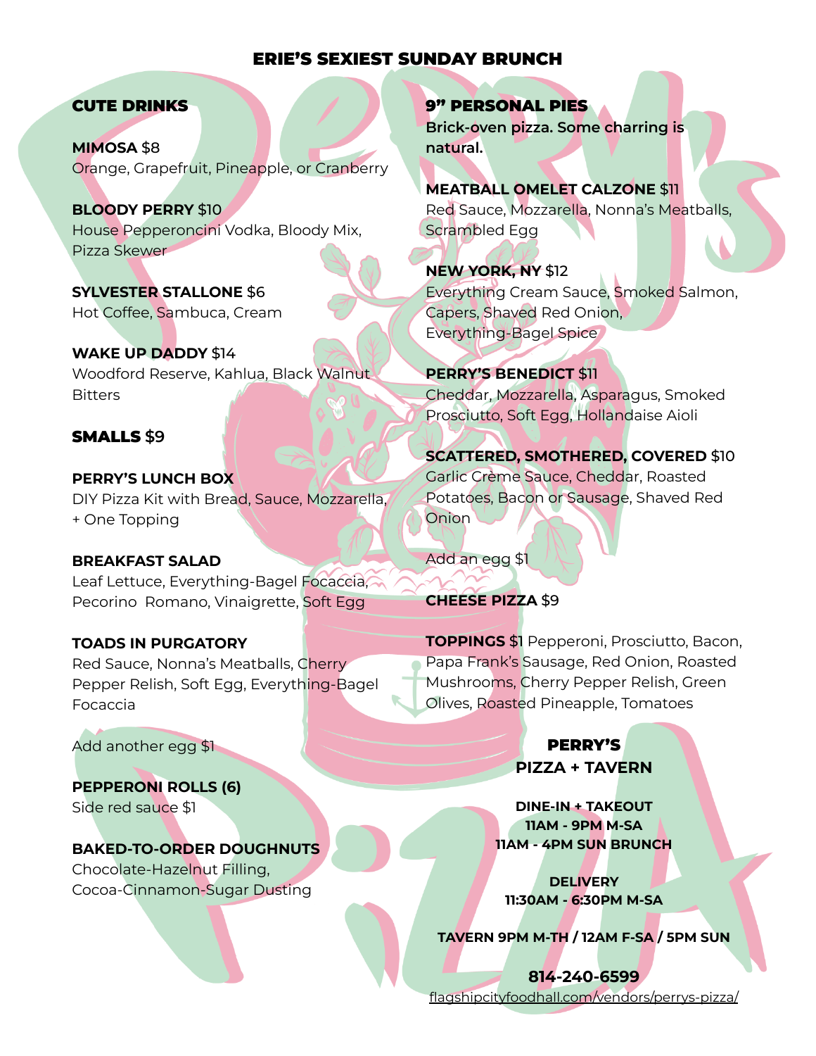# ERIE'S SEXIEST SUNDAY BRUNCH

## CUTE DRINKS

**MIMOSA** $8
Orange, Grapefruit, Pineapple, or Cranberry

**BLOODY PERRY** $10
House Pepperoncini Vodka, Bloody Mix, Pizza Skewer

**SYLVESTER STALLONE** $6
Hot Coffee, Sambuca, Cream

**WAKE UP DADDY** $14
Woodford Reserve, Kahlua, Black Walnut Bitters

## SMALLS $9

**PERRY'S LUNCH BOX**
DIY Pizza Kit with Bread, Sauce, Mozzarella, + One Topping

**BREAKFAST SALAD**
Leaf Lettuce, Everything-Bagel Focaccia, Pecorino Romano, Vinaigrette, Soft Egg

**TOADS IN PURGATORY**
Red Sauce, Nonna's Meatballs, Cherry Pepper Relish, Soft Egg, Everything-Bagel Focaccia

Add another egg $1

**PEPPERONI ROLLS (6)**
Side red sauce $1

**BAKED-TO-ORDER DOUGHNUTS**
Chocolate-Hazelnut Filling, Cocoa-Cinnamon-Sugar Dusting

## 9" PERSONAL PIES

**Brick-oven pizza. Some charring is natural.**

**MEATBALL OMELET CALZONE** $11
Red Sauce, Mozzarella, Nonna's Meatballs, Scrambled Egg

**NEW YORK, NY** $12
Everything Cream Sauce, Smoked Salmon, Capers, Shaved Red Onion, Everything-Bagel Spice

**PERRY'S BENEDICT** $11
Cheddar, Mozzarella, Asparagus, Smoked Prosciutto, Soft Egg, Hollandaise Aioli

**SCATTERED, SMOTHERED, COVERED** $10
Garlic Crème Sauce, Cheddar, Roasted Potatoes, Bacon or Sausage, Shaved Red Onion

Add an egg $1

**CHEESE PIZZA** $9

**TOPPINGS** $1 Pepperoni, Prosciutto, Bacon, Papa Frank's Sausage, Red Onion, Roasted Mushrooms, Cherry Pepper Relish, Green Olives, Roasted Pineapple, Tomatoes

**PERRY'S**
**PIZZA + TAVERN**

**DINE-IN + TAKEOUT**
**11AM - 9PM M-SA**
**11AM - 4PM SUN BRUNCH**

**DELIVERY**
**11:30AM - 6:30PM M-SA**

**TAVERN 9PM M-TH / 12AM F-SA / 5PM SUN**

**814-240-6599**
flagshipcityfoodhall.com/vendors/perrys-pizza/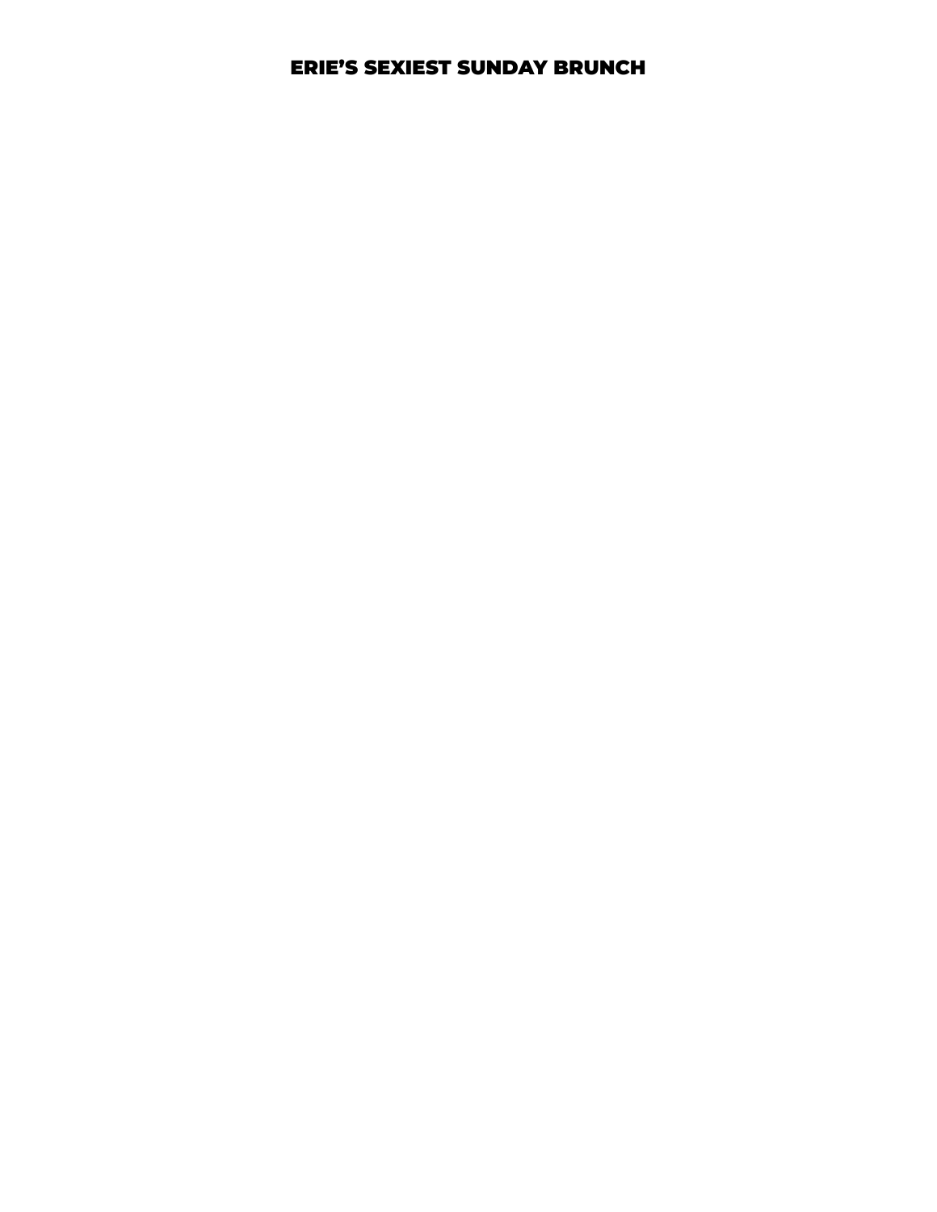# ERIE’S SEXIEST SUNDAY BRUNCH